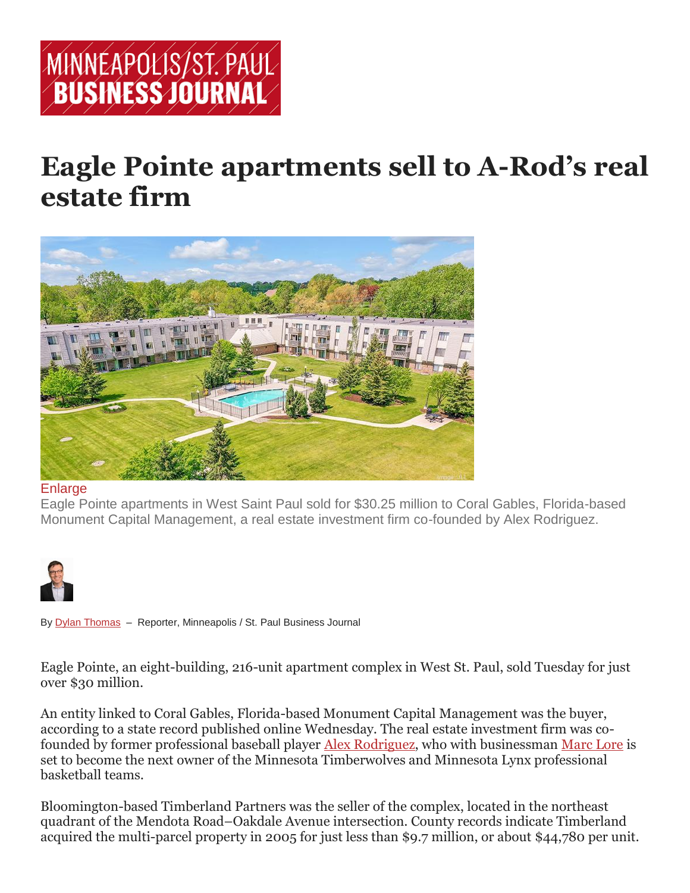MINNEAPOLIS/ST. PAUL BUSINESS JOURNAL

# Eagle Pointe apartments sell to A-Rod's real estate firm

Enlarge

Eagle Pointe apartments in West Saint Paul sold for $30.25 million to Coral Gables, Florida-based Monument Capital Management, a real estate investment firm co-founded by Alex Rodriguez.

By Dylan Thomas – Reporter, Minneapolis / St. Paul Business Journal

Eagle Pointe, an eight-building, 216-unit apartment complex in West St. Paul, sold Tuesday for just over $30 million.

An entity linked to Coral Gables, Florida-based Monument Capital Management was the buyer, according to a state record published online Wednesday. The real estate investment firm was co-founded by former professional baseball player Alex Rodriguez, who with businessman Marc Lore is set to become the next owner of the Minnesota Timberwolves and Minnesota Lynx professional basketball teams.

Bloomington-based Timberland Partners was the seller of the complex, located in the northeast quadrant of the Mendota Road–Oakdale Avenue intersection. County records indicate Timberland acquired the multi-parcel property in 2005 for just less than $9.7 million, or about $44,780 per unit.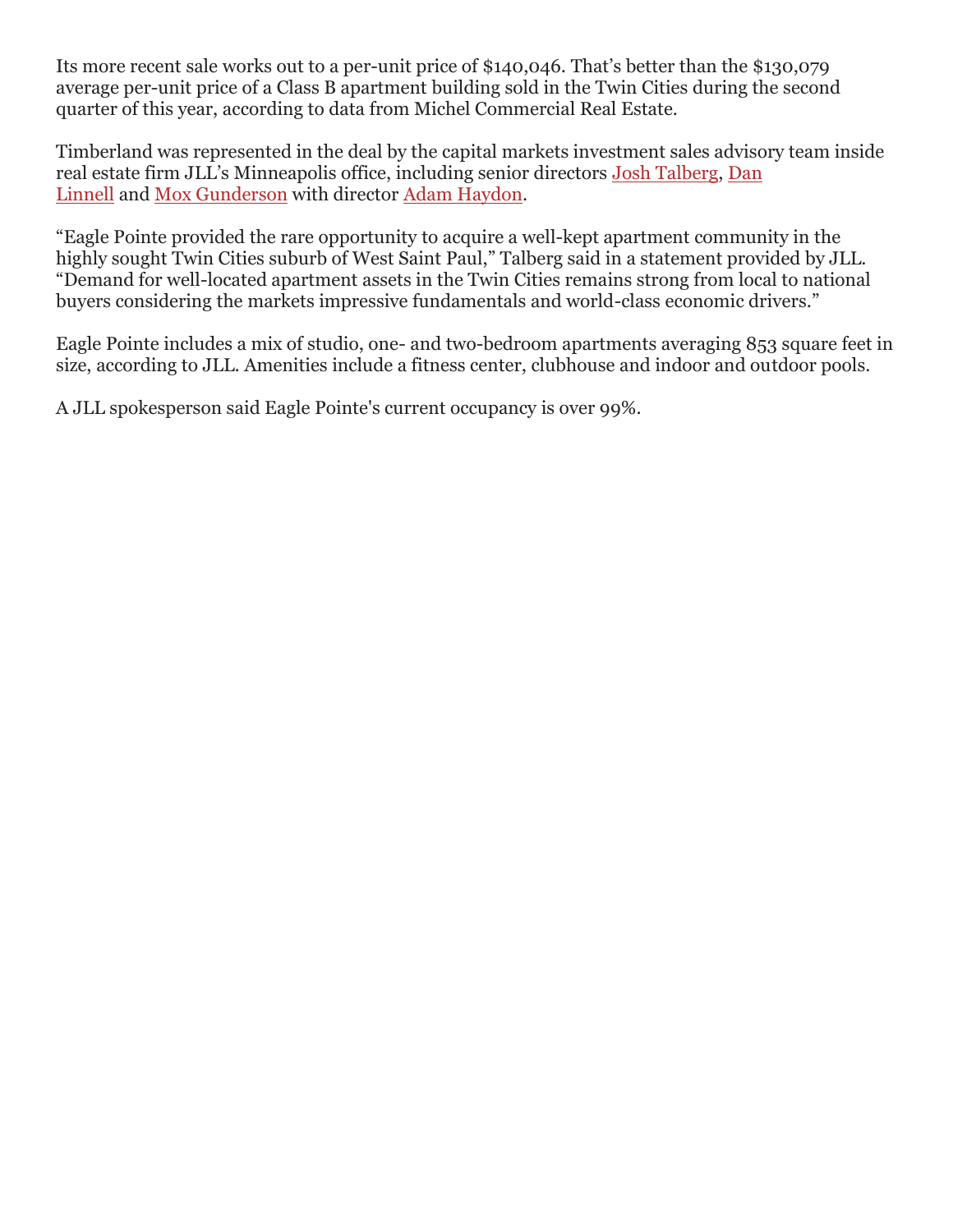Its more recent sale works out to a per-unit price of $140,046. That's better than the $130,079 average per-unit price of a Class B apartment building sold in the Twin Cities during the second quarter of this year, according to data from Michel Commercial Real Estate.

Timberland was represented in the deal by the capital markets investment sales advisory team inside real estate firm JLL's Minneapolis office, including senior directors Josh Talberg, Dan Linnell and Mox Gunderson with director Adam Haydon.

"Eagle Pointe provided the rare opportunity to acquire a well-kept apartment community in the highly sought Twin Cities suburb of West Saint Paul," Talberg said in a statement provided by JLL. "Demand for well-located apartment assets in the Twin Cities remains strong from local to national buyers considering the markets impressive fundamentals and world-class economic drivers."

Eagle Pointe includes a mix of studio, one- and two-bedroom apartments averaging 853 square feet in size, according to JLL. Amenities include a fitness center, clubhouse and indoor and outdoor pools.

A JLL spokesperson said Eagle Pointe's current occupancy is over 99%.